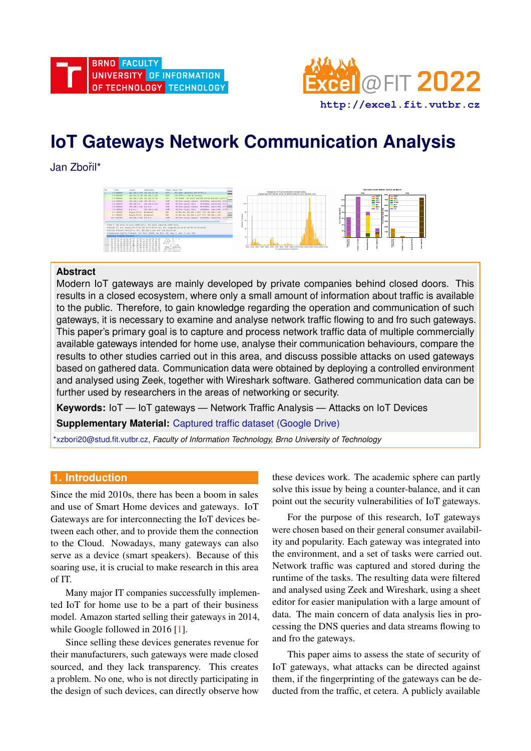# IoT Gateways Network Communication Analysis

Jan Zbořil*

## Abstract

Modern IoT gateways are mainly developed by private companies behind closed doors. This results in a closed ecosystem, where only a small amount of information about traffic is available to the public. Therefore, to gain knowledge regarding the operation and communication of such gateways, it is necessary to examine and analyse network traffic flowing to and fro such gateways. This paper's primary goal is to capture and process network traffic data of multiple commercially available gateways intended for home use, analyse their communication behaviours, compare the results to other studies carried out in this area, and discuss possible attacks on used gateways based on gathered data. Communication data were obtained by deploying a controlled environment and analysed using Zeek, together with Wireshark software. Gathered communication data can be further used by researchers in the areas of networking or security.

**Keywords:** IoT — IoT gateways — Network Traffic Analysis — Attacks on IoT Devices

**Supplementary Material:** Captured traffic dataset (Google Drive)

*xzbori20@stud.fit.vutbr.cz, *Faculty of Information Technology, Brno University of Technology*

## 1. Introduction

Since the mid 2010s, there has been a boom in sales and use of Smart Home devices and gateways. IoT Gateways are for interconnecting the IoT devices between each other, and to provide them the connection to the Cloud. Nowadays, many gateways can also serve as a device (smart speakers). Because of this soaring use, it is crucial to make research in this area of IT.

Many major IT companies successfully implemented IoT for home use to be a part of their business model. Amazon started selling their gateways in 2014, while Google followed in 2016 [1].

Since selling these devices generates revenue for their manufacturers, such gateways were made closed sourced, and they lack transparency. This creates a problem. No one, who is not directly participating in the design of such devices, can directly observe how these devices work. The academic sphere can partly solve this issue by being a counter-balance, and it can point out the security vulnerabilities of IoT gateways.

For the purpose of this research, IoT gateways were chosen based on their general consumer availability and popularity. Each gateway was integrated into the environment, and a set of tasks were carried out. Network traffic was captured and stored during the runtime of the tasks. The resulting data were filtered and analysed using Zeek and Wireshark, using a sheet editor for easier manipulation with a large amount of data. The main concern of data analysis lies in processing the DNS queries and data streams flowing to and fro the gateways.

This paper aims to assess the state of security of IoT gateways, what attacks can be directed against them, if the fingerprinting of the gateways can be deducted from the traffic, et cetera. A publicly available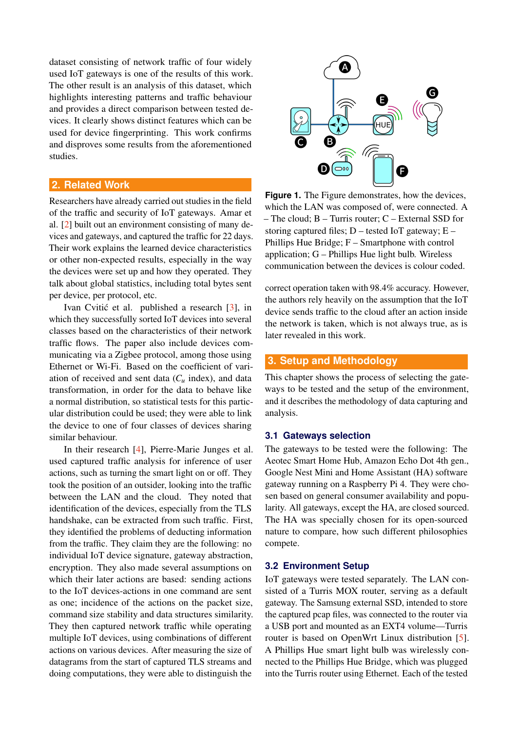dataset consisting of network traffic of four widely used IoT gateways is one of the results of this work. The other result is an analysis of this dataset, which highlights interesting patterns and traffic behaviour and provides a direct comparison between tested devices. It clearly shows distinct features which can be used for device fingerprinting. This work confirms and disproves some results from the aforementioned studies.

## 2. Related Work

Researchers have already carried out studies in the field of the traffic and security of IoT gateways. Amar et al. [2] built out an environment consisting of many devices and gateways, and captured the traffic for 22 days. Their work explains the learned device characteristics or other non-expected results, especially in the way the devices were set up and how they operated. They talk about global statistics, including total bytes sent per device, per protocol, etc.

Ivan Cvitić et al. published a research [3], in which they successfully sorted IoT devices into several classes based on the characteristics of their network traffic flows. The paper also include devices communicating via a Zigbee protocol, among those using Ethernet or Wi-Fi. Based on the coefficient of variation of received and sent data ($C_u$ index), and data transformation, in order for the data to behave like a normal distribution, so statistical tests for this particular distribution could be used; they were able to link the device to one of four classes of devices sharing similar behaviour.

In their research [4], Pierre-Marie Junges et al. used captured traffic analysis for inference of user actions, such as turning the smart light on or off. They took the position of an outsider, looking into the traffic between the LAN and the cloud. They noted that identification of the devices, especially from the TLS handshake, can be extracted from such traffic. First, they identified the problems of deducting information from the traffic. They claim they are the following: no individual IoT device signature, gateway abstraction, encryption. They also made several assumptions on which their later actions are based: sending actions to the IoT devices-actions in one command are sent as one; incidence of the actions on the packet size, command size stability and data structures similarity. They then captured network traffic while operating multiple IoT devices, using combinations of different actions on various devices. After measuring the size of datagrams from the start of captured TLS streams and doing computations, they were able to distinguish the correct operation taken with 98.4% accuracy. However, the authors rely heavily on the assumption that the IoT device sends traffic to the cloud after an action inside the network is taken, which is not always true, as is later revealed in this work.

**Figure 1.** The Figure demonstrates, how the devices, which the LAN was composed of, were connected. A – The cloud; B – Turris router; C – External SSD for storing captured files; D – tested IoT gateway; E – Phillips Hue Bridge; F – Smartphone with control application; G – Phillips Hue light bulb. Wireless communication between the devices is colour coded.

## 3. Setup and Methodology

This chapter shows the process of selecting the gateways to be tested and the setup of the environment, and it describes the methodology of data capturing and analysis.

### 3.1 Gateways selection

The gateways to be tested were the following: The Aeotec Smart Home Hub, Amazon Echo Dot 4th gen., Google Nest Mini and Home Assistant (HA) software gateway running on a Raspberry Pi 4. They were chosen based on general consumer availability and popularity. All gateways, except the HA, are closed sourced. The HA was specially chosen for its open-sourced nature to compare, how such different philosophies compete.

### 3.2 Environment Setup

IoT gateways were tested separately. The LAN consisted of a Turris MOX router, serving as a default gateway. The Samsung external SSD, intended to store the captured pcap files, was connected to the router via a USB port and mounted as an EXT4 volume—Turris router is based on OpenWrt Linux distribution [5]. A Phillips Hue smart light bulb was wirelessly connected to the Phillips Hue Bridge, which was plugged into the Turris router using Ethernet. Each of the tested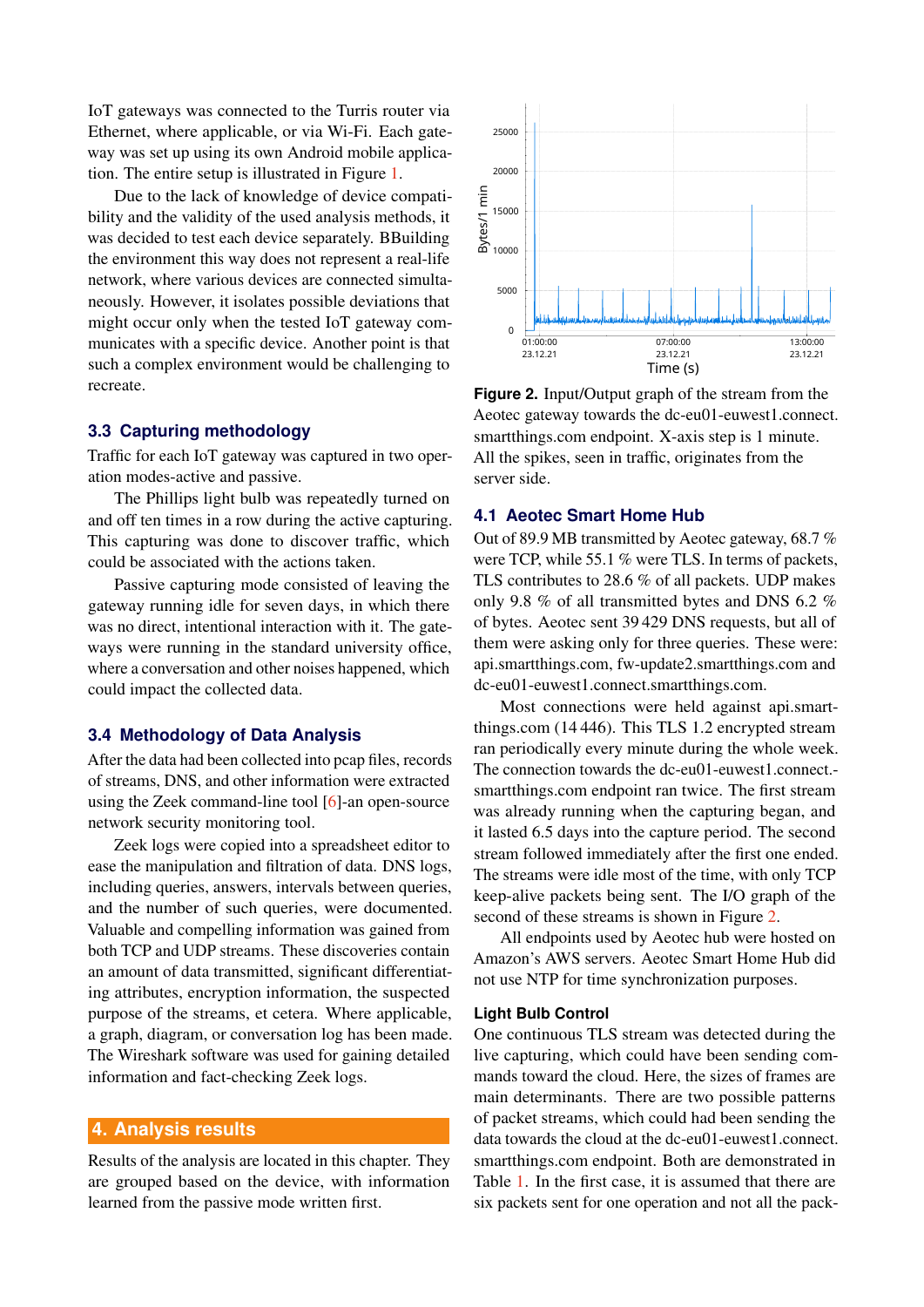IoT gateways was connected to the Turris router via Ethernet, where applicable, or via Wi-Fi. Each gateway was set up using its own Android mobile application. The entire setup is illustrated in Figure 1.

Due to the lack of knowledge of device compatibility and the validity of the used analysis methods, it was decided to test each device separately. BBuilding the environment this way does not represent a real-life network, where various devices are connected simultaneously. However, it isolates possible deviations that might occur only when the tested IoT gateway communicates with a specific device. Another point is that such a complex environment would be challenging to recreate.

### 3.3 Capturing methodology

Traffic for each IoT gateway was captured in two operation modes-active and passive.

The Phillips light bulb was repeatedly turned on and off ten times in a row during the active capturing. This capturing was done to discover traffic, which could be associated with the actions taken.

Passive capturing mode consisted of leaving the gateway running idle for seven days, in which there was no direct, intentional interaction with it. The gateways were running in the standard university office, where a conversation and other noises happened, which could impact the collected data.

### 3.4 Methodology of Data Analysis

After the data had been collected into pcap files, records of streams, DNS, and other information were extracted using the Zeek command-line tool [6]-an open-source network security monitoring tool.

Zeek logs were copied into a spreadsheet editor to ease the manipulation and filtration of data. DNS logs, including queries, answers, intervals between queries, and the number of such queries, were documented. Valuable and compelling information was gained from both TCP and UDP streams. These discoveries contain an amount of data transmitted, significant differentiating attributes, encryption information, the suspected purpose of the streams, et cetera. Where applicable, a graph, diagram, or conversation log has been made. The Wireshark software was used for gaining detailed information and fact-checking Zeek logs.

## 4. Analysis results

Results of the analysis are located in this chapter. They are grouped based on the device, with information learned from the passive mode written first.

**Figure 2.** Input/Output graph of the stream from the Aeotec gateway towards the dc-eu01-euwest1.connect.smartthings.com endpoint. X-axis step is 1 minute. All the spikes, seen in traffic, originates from the server side.

### 4.1 Aeotec Smart Home Hub

Out of 89.9 MB transmitted by Aeotec gateway, 68.7 % were TCP, while 55.1 % were TLS. In terms of packets, TLS contributes to 28.6 % of all packets. UDP makes only 9.8 % of all transmitted bytes and DNS 6.2 % of bytes. Aeotec sent 39 429 DNS requests, but all of them were asking only for three queries. These were: api.smartthings.com, fw-update2.smartthings.com and dc-eu01-euwest1.connect.smartthings.com.

Most connections were held against api.smartthings.com (14 446). This TLS 1.2 encrypted stream ran periodically every minute during the whole week. The connection towards the dc-eu01-euwest1.connect.smartthings.com endpoint ran twice. The first stream was already running when the capturing began, and it lasted 6.5 days into the capture period. The second stream followed immediately after the first one ended. The streams were idle most of the time, with only TCP keep-alive packets being sent. The I/O graph of the second of these streams is shown in Figure 2.

All endpoints used by Aeotec hub were hosted on Amazon's AWS servers. Aeotec Smart Home Hub did not use NTP for time synchronization purposes.

#### Light Bulb Control

One continuous TLS stream was detected during the live capturing, which could have been sending commands toward the cloud. Here, the sizes of frames are main determinants. There are two possible patterns of packet streams, which could had been sending the data towards the cloud at the dc-eu01-euwest1.connect.smartthings.com endpoint. Both are demonstrated in Table 1. In the first case, it is assumed that there are six packets sent for one operation and not all the pack-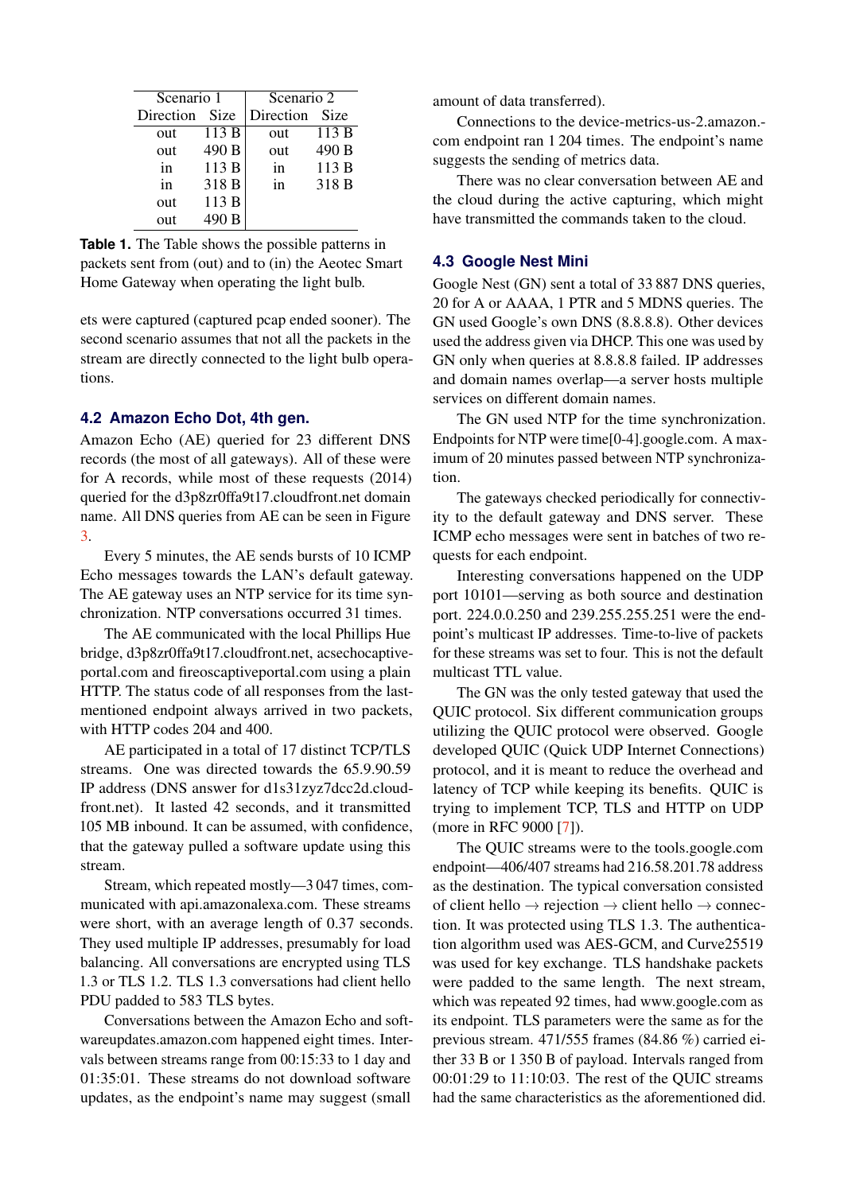| Scenario 1 | | Scenario 2 | |
|---|---|---|---|
| Direction | Size | Direction | Size |
| out | 113 B | out | 113 B |
| out | 490 B | out | 490 B |
| in | 113 B | in | 113 B |
| in | 318 B | in | 318 B |
| out | 113 B | | |
| out | 490 B | | |

**Table 1.** The Table shows the possible patterns in packets sent from (out) and to (in) the Aeotec Smart Home Gateway when operating the light bulb.

ets were captured (captured pcap ended sooner). The second scenario assumes that not all the packets in the stream are directly connected to the light bulb operations.

## 4.2 Amazon Echo Dot, 4th gen.

Amazon Echo (AE) queried for 23 different DNS records (the most of all gateways). All of these were for A records, while most of these requests (2014) queried for the d3p8zr0ffa9t17.cloudfront.net domain name. All DNS queries from AE can be seen in Figure 3.

Every 5 minutes, the AE sends bursts of 10 ICMP Echo messages towards the LAN's default gateway. The AE gateway uses an NTP service for its time synchronization. NTP conversations occurred 31 times.

The AE communicated with the local Phillips Hue bridge, d3p8zr0ffa9t17.cloudfront.net, acsechocaptiveportal.com and fireoscaptiveportal.com using a plain HTTP. The status code of all responses from the last-mentioned endpoint always arrived in two packets, with HTTP codes 204 and 400.

AE participated in a total of 17 distinct TCP/TLS streams. One was directed towards the 65.9.90.59 IP address (DNS answer for d1s31zyz7dcc2d.cloudfront.net). It lasted 42 seconds, and it transmitted 105 MB inbound. It can be assumed, with confidence, that the gateway pulled a software update using this stream.

Stream, which repeated mostly—3 047 times, communicated with api.amazonalexa.com. These streams were short, with an average length of 0.37 seconds. They used multiple IP addresses, presumably for load balancing. All conversations are encrypted using TLS 1.3 or TLS 1.2. TLS 1.3 conversations had client hello PDU padded to 583 TLS bytes.

Conversations between the Amazon Echo and softwareupdates.amazon.com happened eight times. Intervals between streams range from 00:15:33 to 1 day and 01:35:01. These streams do not download software updates, as the endpoint's name may suggest (small amount of data transferred).

Connections to the device-metrics-us-2.amazon.com endpoint ran 1 204 times. The endpoint's name suggests the sending of metrics data.

There was no clear conversation between AE and the cloud during the active capturing, which might have transmitted the commands taken to the cloud.

## 4.3 Google Nest Mini

Google Nest (GN) sent a total of 33 887 DNS queries, 20 for A or AAAA, 1 PTR and 5 MDNS queries. The GN used Google's own DNS (8.8.8.8). Other devices used the address given via DHCP. This one was used by GN only when queries at 8.8.8.8 failed. IP addresses and domain names overlap—a server hosts multiple services on different domain names.

The GN used NTP for the time synchronization. Endpoints for NTP were time[0-4].google.com. A maximum of 20 minutes passed between NTP synchronization.

The gateways checked periodically for connectivity to the default gateway and DNS server. These ICMP echo messages were sent in batches of two requests for each endpoint.

Interesting conversations happened on the UDP port 10101—serving as both source and destination port. 224.0.0.250 and 239.255.255.251 were the endpoint's multicast IP addresses. Time-to-live of packets for these streams was set to four. This is not the default multicast TTL value.

The GN was the only tested gateway that used the QUIC protocol. Six different communication groups utilizing the QUIC protocol were observed. Google developed QUIC (Quick UDP Internet Connections) protocol, and it is meant to reduce the overhead and latency of TCP while keeping its benefits. QUIC is trying to implement TCP, TLS and HTTP on UDP (more in RFC 9000 [7]).

The QUIC streams were to the tools.google.com endpoint—406/407 streams had 216.58.201.78 address as the destination. The typical conversation consisted of client hello → rejection → client hello → connection. It was protected using TLS 1.3. The authentication algorithm used was AES-GCM, and Curve25519 was used for key exchange. TLS handshake packets were padded to the same length. The next stream, which was repeated 92 times, had www.google.com as its endpoint. TLS parameters were the same as for the previous stream. 471/555 frames (84.86 %) carried either 33 B or 1 350 B of payload. Intervals ranged from 00:01:29 to 11:10:03. The rest of the QUIC streams had the same characteristics as the aforementioned did.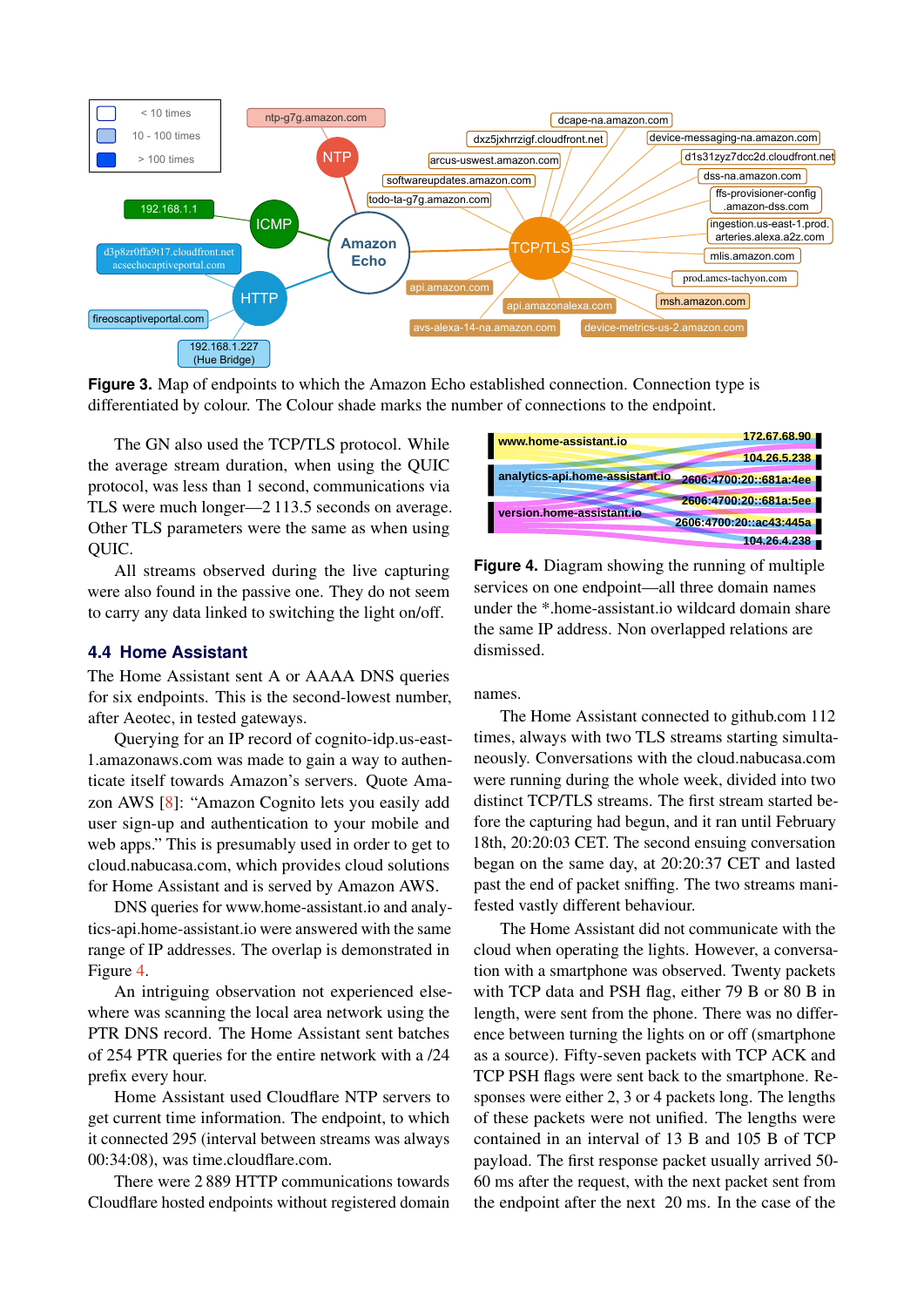**Figure 3.** Map of endpoints to which the Amazon Echo established connection. Connection type is differentiated by colour. The Colour shade marks the number of connections to the endpoint.

The GN also used the TCP/TLS protocol. While the average stream duration, when using the QUIC protocol, was less than 1 second, communications via TLS were much longer—2 113.5 seconds on average. Other TLS parameters were the same as when using QUIC.

All streams observed during the live capturing were also found in the passive one. They do not seem to carry any data linked to switching the light on/off.

### 4.4 Home Assistant

The Home Assistant sent A or AAAA DNS queries for six endpoints. This is the second-lowest number, after Aeotec, in tested gateways.

Querying for an IP record of cognito-idp.us-east-1.amazonaws.com was made to gain a way to authenticate itself towards Amazon's servers. Quote Amazon AWS [8]: "Amazon Cognito lets you easily add user sign-up and authentication to your mobile and web apps." This is presumably used in order to get to cloud.nabucasa.com, which provides cloud solutions for Home Assistant and is served by Amazon AWS.

DNS queries for www.home-assistant.io and analytics-api.home-assistant.io were answered with the same range of IP addresses. The overlap is demonstrated in Figure 4.

An intriguing observation not experienced elsewhere was scanning the local area network using the PTR DNS record. The Home Assistant sent batches of 254 PTR queries for the entire network with a /24 prefix every hour.

Home Assistant used Cloudflare NTP servers to get current time information. The endpoint, to which it connected 295 (interval between streams was always 00:34:08), was time.cloudflare.com.

There were 2 889 HTTP communications towards Cloudflare hosted endpoints without registered domain names.

**Figure 4.** Diagram showing the running of multiple services on one endpoint—all three domain names under the *.home-assistant.io wildcard domain share the same IP address. Non overlapped relations are dismissed.

The Home Assistant connected to github.com 112 times, always with two TLS streams starting simultaneously. Conversations with the cloud.nabucasa.com were running during the whole week, divided into two distinct TCP/TLS streams. The first stream started before the capturing had begun, and it ran until February 18th, 20:20:03 CET. The second ensuing conversation began on the same day, at 20:20:37 CET and lasted past the end of packet sniffing. The two streams manifested vastly different behaviour.

The Home Assistant did not communicate with the cloud when operating the lights. However, a conversation with a smartphone was observed. Twenty packets with TCP data and PSH flag, either 79 B or 80 B in length, were sent from the phone. There was no difference between turning the lights on or off (smartphone as a source). Fifty-seven packets with TCP ACK and TCP PSH flags were sent back to the smartphone. Responses were either 2, 3 or 4 packets long. The lengths of these packets were not unified. The lengths were contained in an interval of 13 B and 105 B of TCP payload. The first response packet usually arrived 50-60 ms after the request, with the next packet sent from the endpoint after the next 20 ms. In the case of the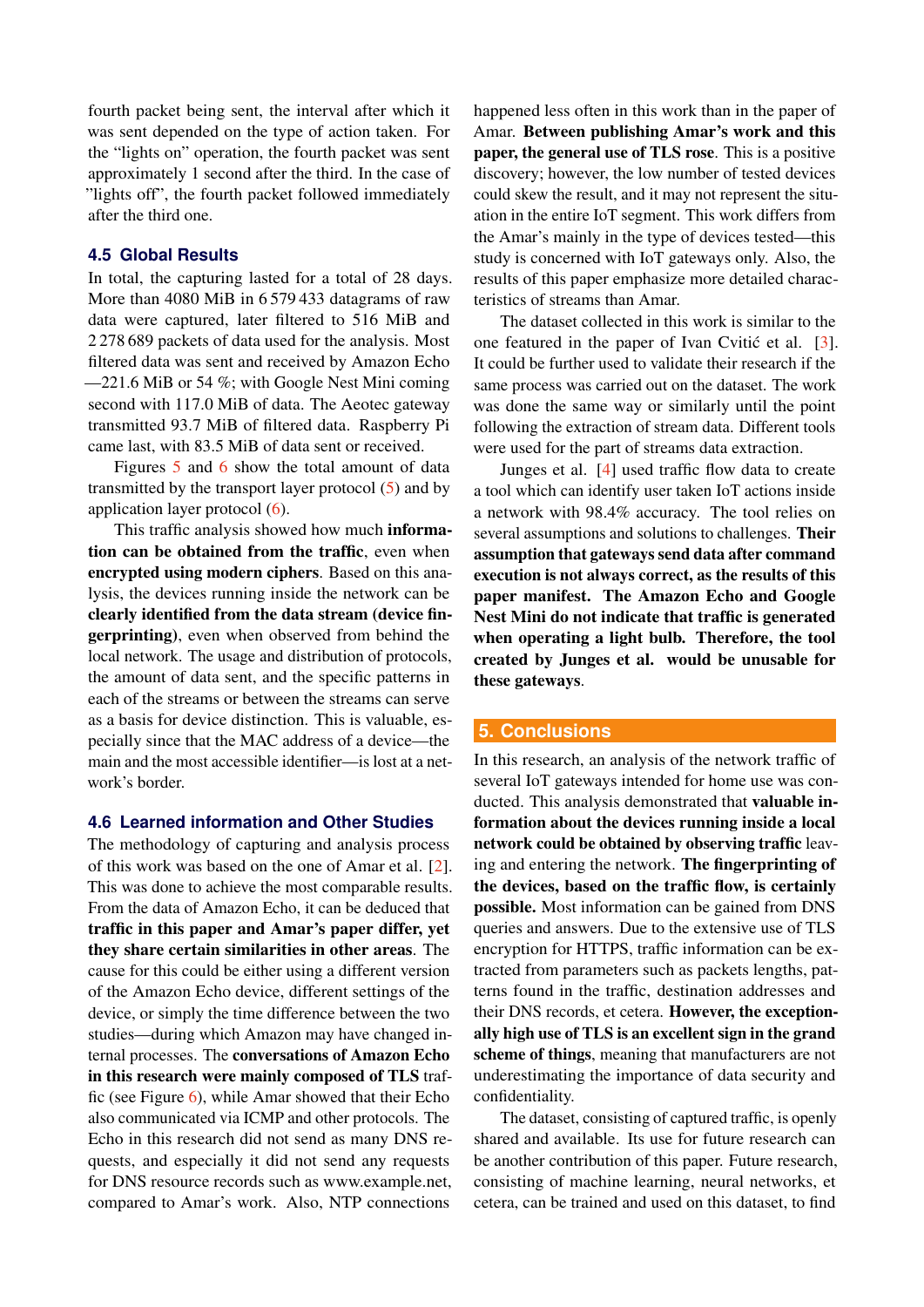fourth packet being sent, the interval after which it was sent depended on the type of action taken. For the "lights on" operation, the fourth packet was sent approximately 1 second after the third. In the case of "lights off", the fourth packet followed immediately after the third one.

### 4.5 Global Results

In total, the capturing lasted for a total of 28 days. More than 4080 MiB in 6 579 433 datagrams of raw data were captured, later filtered to 516 MiB and 2 278 689 packets of data used for the analysis. Most filtered data was sent and received by Amazon Echo —221.6 MiB or 54 %; with Google Nest Mini coming second with 117.0 MiB of data. The Aeotec gateway transmitted 93.7 MiB of filtered data. Raspberry Pi came last, with 83.5 MiB of data sent or received.

Figures 5 and 6 show the total amount of data transmitted by the transport layer protocol (5) and by application layer protocol (6).

This traffic analysis showed how much **information can be obtained from the traffic**, even when **encrypted using modern ciphers**. Based on this analysis, the devices running inside the network can be **clearly identified from the data stream (device fingerprinting)**, even when observed from behind the local network. The usage and distribution of protocols, the amount of data sent, and the specific patterns in each of the streams or between the streams can serve as a basis for device distinction. This is valuable, especially since that the MAC address of a device—the main and the most accessible identifier—is lost at a network's border.

### 4.6 Learned information and Other Studies

The methodology of capturing and analysis process of this work was based on the one of Amar et al. [2]. This was done to achieve the most comparable results. From the data of Amazon Echo, it can be deduced that **traffic in this paper and Amar's paper differ, yet they share certain similarities in other areas**. The cause for this could be either using a different version of the Amazon Echo device, different settings of the device, or simply the time difference between the two studies—during which Amazon may have changed internal processes. The **conversations of Amazon Echo in this research were mainly composed of TLS** traffic (see Figure 6), while Amar showed that their Echo also communicated via ICMP and other protocols. The Echo in this research did not send as many DNS requests, and especially it did not send any requests for DNS resource records such as www.example.net, compared to Amar's work. Also, NTP connections happened less often in this work than in the paper of Amar. **Between publishing Amar's work and this paper, the general use of TLS rose**. This is a positive discovery; however, the low number of tested devices could skew the result, and it may not represent the situation in the entire IoT segment. This work differs from the Amar's mainly in the type of devices tested—this study is concerned with IoT gateways only. Also, the results of this paper emphasize more detailed characteristics of streams than Amar.

The dataset collected in this work is similar to the one featured in the paper of Ivan Cvitić et al. [3]. It could be further used to validate their research if the same process was carried out on the dataset. The work was done the same way or similarly until the point following the extraction of stream data. Different tools were used for the part of streams data extraction.

Junges et al. [4] used traffic flow data to create a tool which can identify user taken IoT actions inside a network with 98.4% accuracy. The tool relies on several assumptions and solutions to challenges. **Their assumption that gateways send data after command execution is not always correct, as the results of this paper manifest. The Amazon Echo and Google Nest Mini do not indicate that traffic is generated when operating a light bulb. Therefore, the tool created by Junges et al. would be unusable for these gateways**.

## 5. Conclusions

In this research, an analysis of the network traffic of several IoT gateways intended for home use was conducted. This analysis demonstrated that **valuable information about the devices running inside a local network could be obtained by observing traffic** leaving and entering the network. **The fingerprinting of the devices, based on the traffic flow, is certainly possible.** Most information can be gained from DNS queries and answers. Due to the extensive use of TLS encryption for HTTPS, traffic information can be extracted from parameters such as packets lengths, patterns found in the traffic, destination addresses and their DNS records, et cetera. **However, the exceptionally high use of TLS is an excellent sign in the grand scheme of things**, meaning that manufacturers are not underestimating the importance of data security and confidentiality.

The dataset, consisting of captured traffic, is openly shared and available. Its use for future research can be another contribution of this paper. Future research, consisting of machine learning, neural networks, et cetera, can be trained and used on this dataset, to find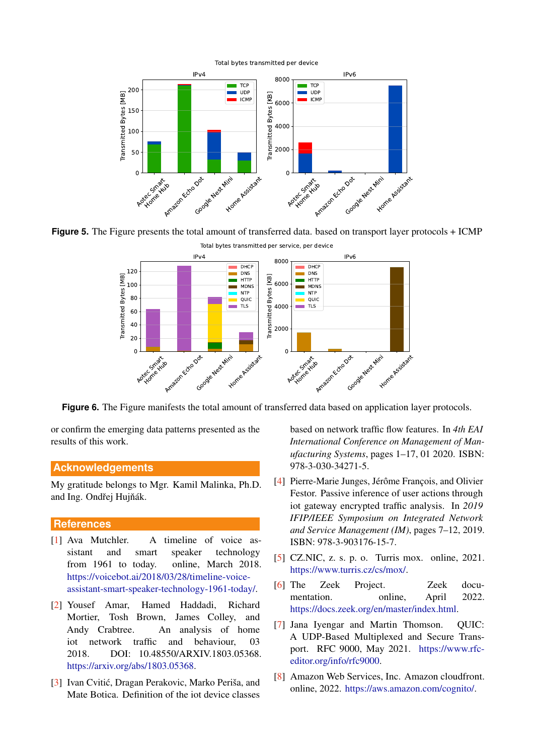Total bytes transmitted per device

IPv4

IPv6

Transmitted Bytes [MB]

Transmitted Bytes [KB]

TCP
UDP
ICMP

0
50
100
150
200

0
2000
4000
6000
8000

Aotec Smart Home Hub
Amazon Echo Dot
Google Nest Mini
Home Assistant

**Figure 5.** The Figure presents the total amount of transferred data. based on transport layer protocols + ICMP

Total bytes transmitted per service, per device

IPv4

IPv6

Transmitted Bytes [MB]

Transmitted Bytes [KB]

DHCP
DNS
HTTP
MDNS
NTP
QUIC
TLS

0
20
40
60
80
100
120

0
2000
4000
6000
8000

Aotec Smart Home Hub
Amazon Echo Dot
Google Nest Mini
Home Assistant

**Figure 6.** The Figure manifests the total amount of transferred data based on application layer protocols.

or confirm the emerging data patterns presented as the results of this work.

## Acknowledgements

My gratitude belongs to Mgr. Kamil Malinka, Ph.D. and Ing. Ondřej Hujňák.

## References

[1] Ava Mutchler. A timeline of voice assistant and smart speaker technology from 1961 to today. online, March 2018. https://voicebot.ai/2018/03/28/timeline-voice-assistant-smart-speaker-technology-1961-today/.

[2] Yousef Amar, Hamed Haddadi, Richard Mortier, Tosh Brown, James Colley, and Andy Crabtree. An analysis of home iot network traffic and behaviour, 03 2018. DOI: 10.48550/ARXIV.1803.05368. https://arxiv.org/abs/1803.05368.

[3] Ivan Cvitić, Dragan Perakovic, Marko Periša, and Mate Botica. Definition of the iot device classes based on network traffic flow features. In *4th EAI International Conference on Management of Manufacturing Systems*, pages 1–17, 01 2020. ISBN: 978-3-030-34271-5.

[4] Pierre-Marie Junges, Jérôme François, and Olivier Festor. Passive inference of user actions through iot gateway encrypted traffic analysis. In *2019 IFIP/IEEE Symposium on Integrated Network and Service Management (IM)*, pages 7–12, 2019. ISBN: 978-3-903176-15-7.

[5] CZ.NIC, z. s. p. o. Turris mox. online, 2021. https://www.turris.cz/cs/mox/.

[6] The Zeek Project. Zeek documentation. online, April 2022. https://docs.zeek.org/en/master/index.html.

[7] Jana Iyengar and Martin Thomson. QUIC: A UDP-Based Multiplexed and Secure Transport. RFC 9000, May 2021. https://www.rfc-editor.org/info/rfc9000.

[8] Amazon Web Services, Inc. Amazon cloudfront. online, 2022. https://aws.amazon.com/cognito/.